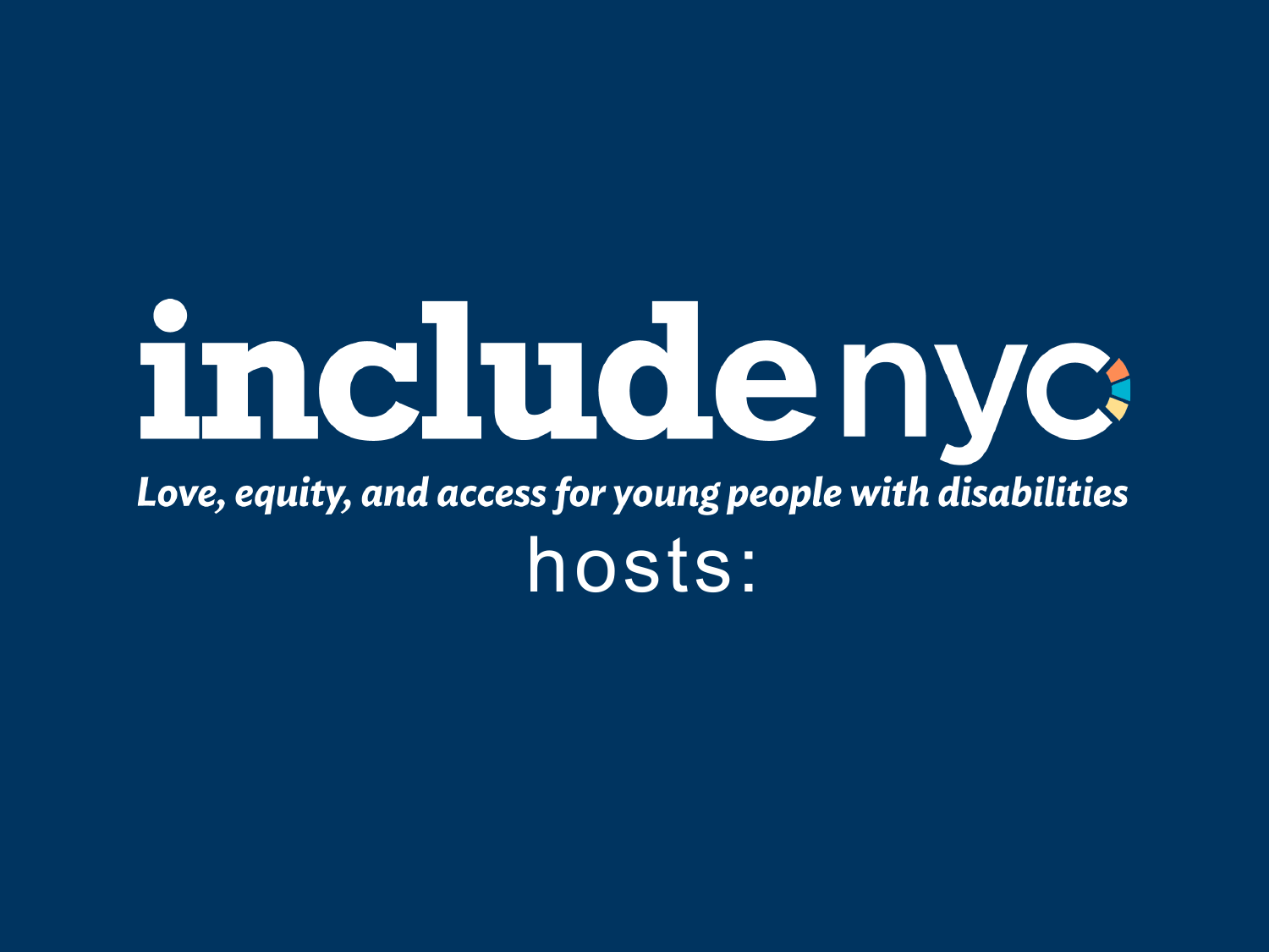# includenyc

*Love, equity, and access for young people with disabilities*

hosts: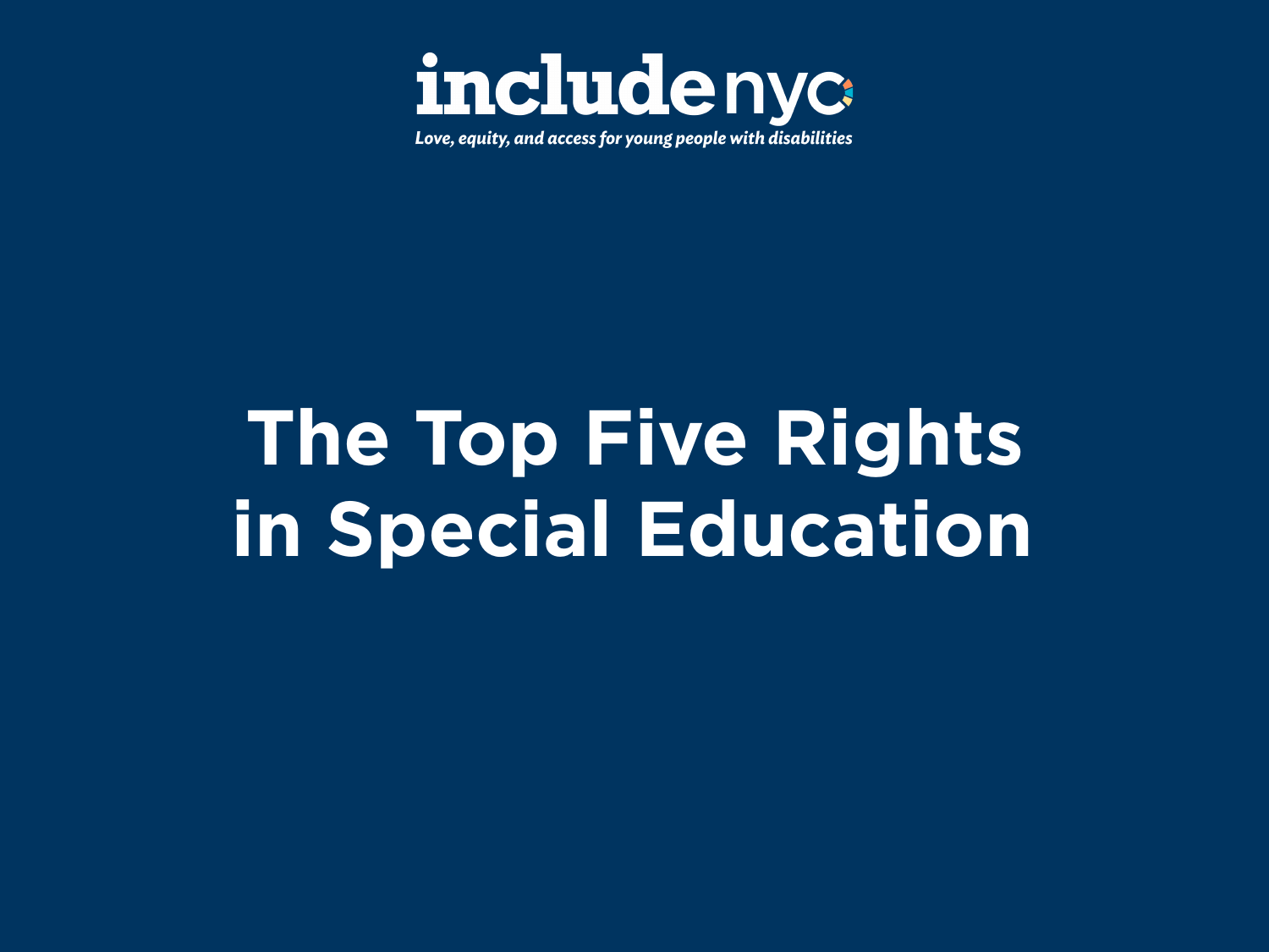include nyc

*Love, equity, and access for young people with disabilities*

# The Top Five Rights in Special Education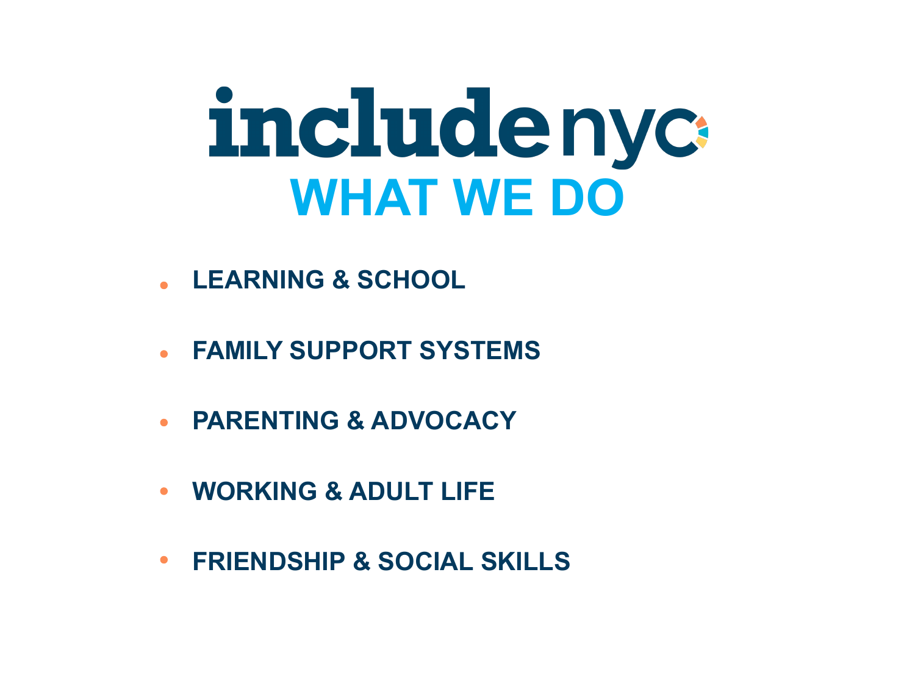# includenyc

## WHAT WE DO

- **LEARNING & SCHOOL**
- **FAMILY SUPPORT SYSTEMS**
- **PARENTING & ADVOCACY**
- **WORKING & ADULT LIFE**
- **FRIENDSHIP & SOCIAL SKILLS**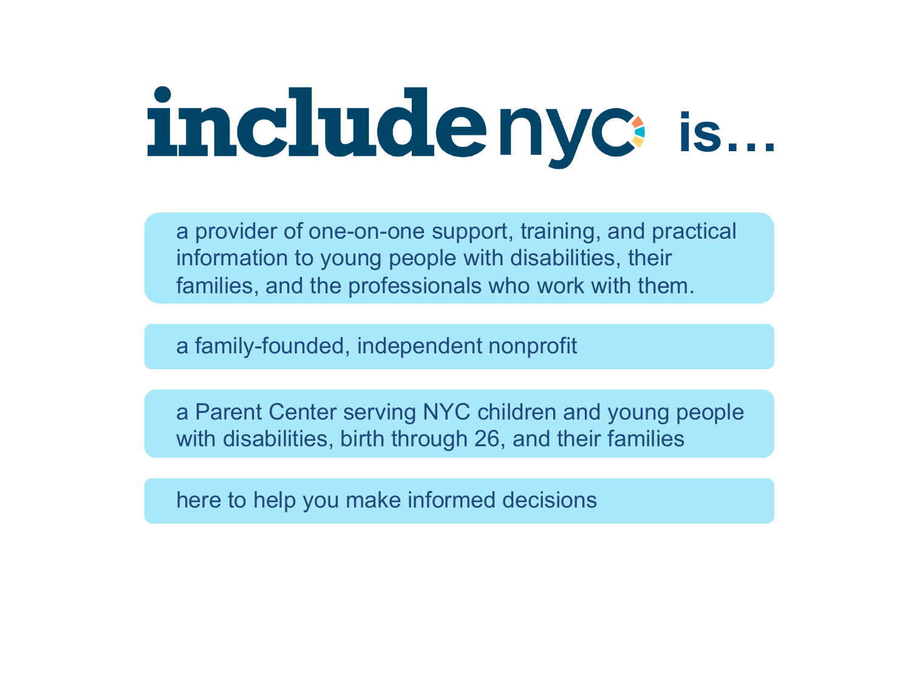# includenyc is…

- a provider of one-on-one support, training, and practical information to young people with disabilities, their families, and the professionals who work with them.
- a family-founded, independent nonprofit
- a Parent Center serving NYC children and young people with disabilities, birth through 26, and their families
- here to help you make informed decisions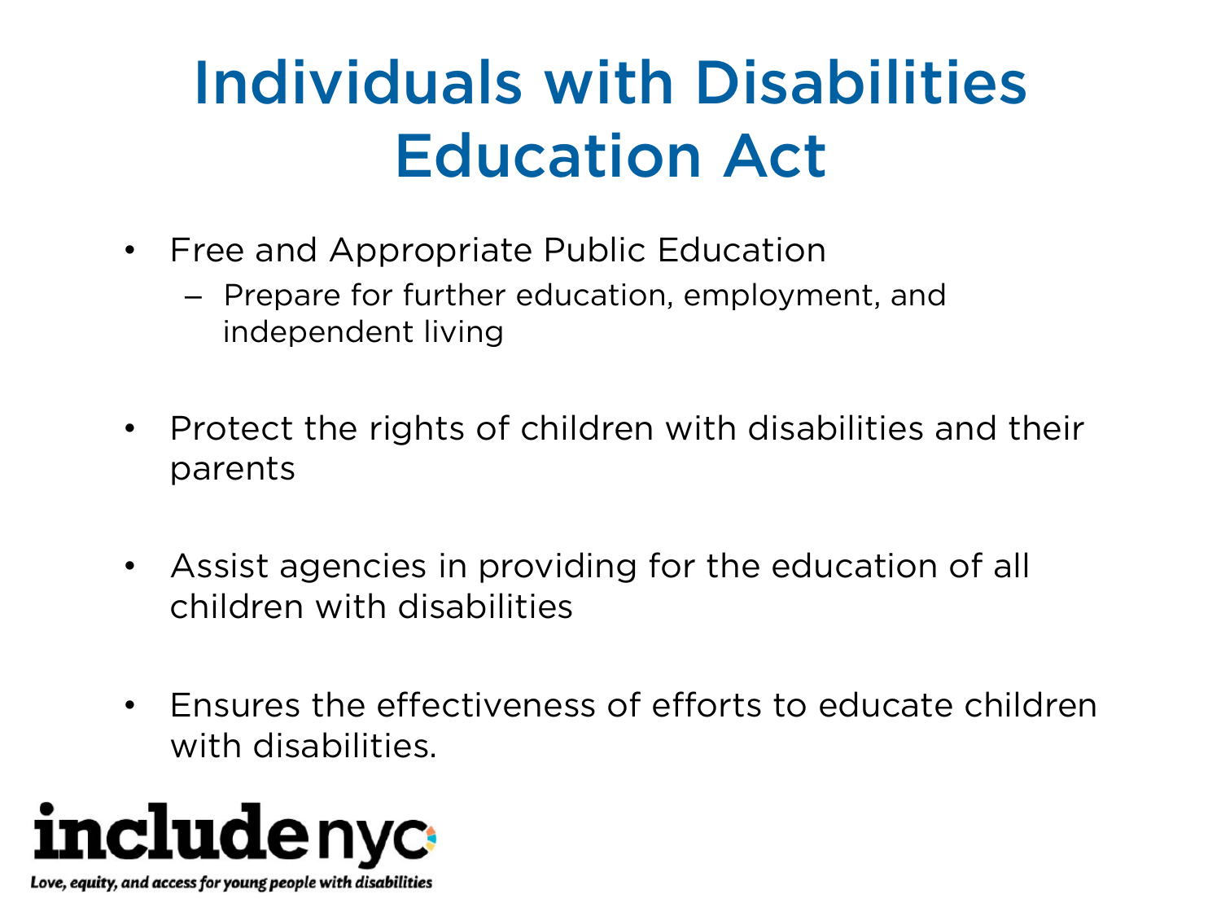# Individuals with Disabilities Education Act

- Free and Appropriate Public Education
  - Prepare for further education, employment, and independent living

- Protect the rights of children with disabilities and their parents

- Assist agencies in providing for the education of all children with disabilities

- Ensures the effectiveness of efforts to educate children with disabilities.

includenyc

*Love, equity, and access for young people with disabilities*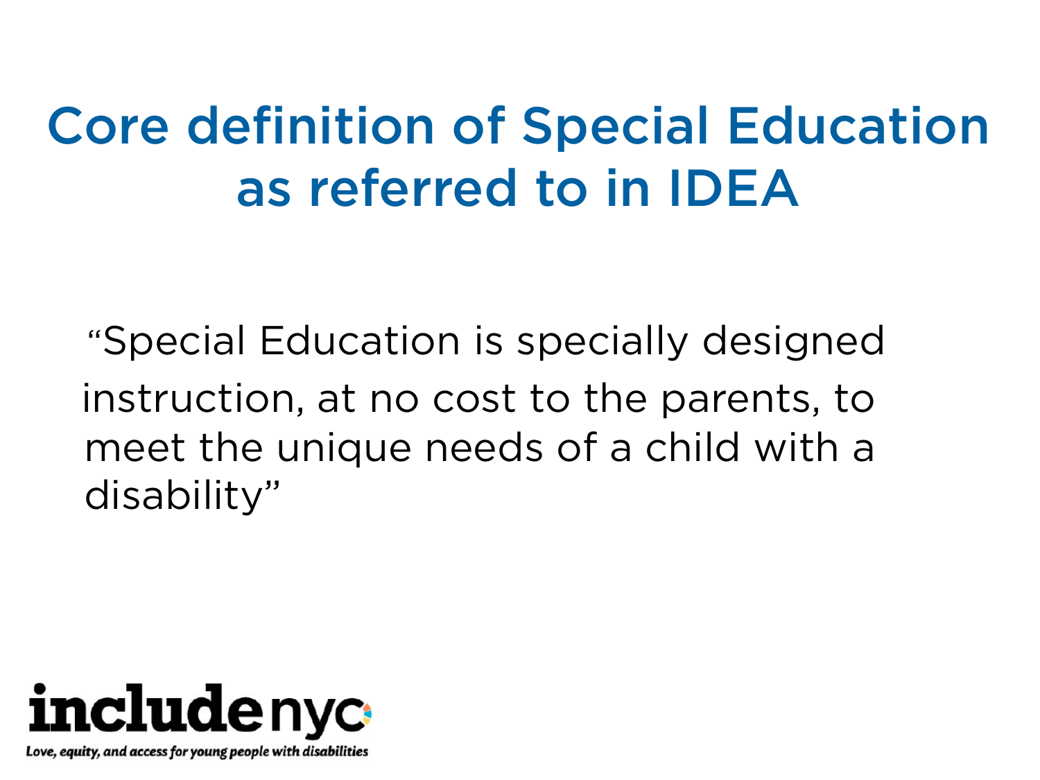# Core definition of Special Education as referred to in IDEA

"Special Education is specially designed instruction, at no cost to the parents, to meet the unique needs of a child with a disability"

includenyc

*Love, equity, and access for young people with disabilities*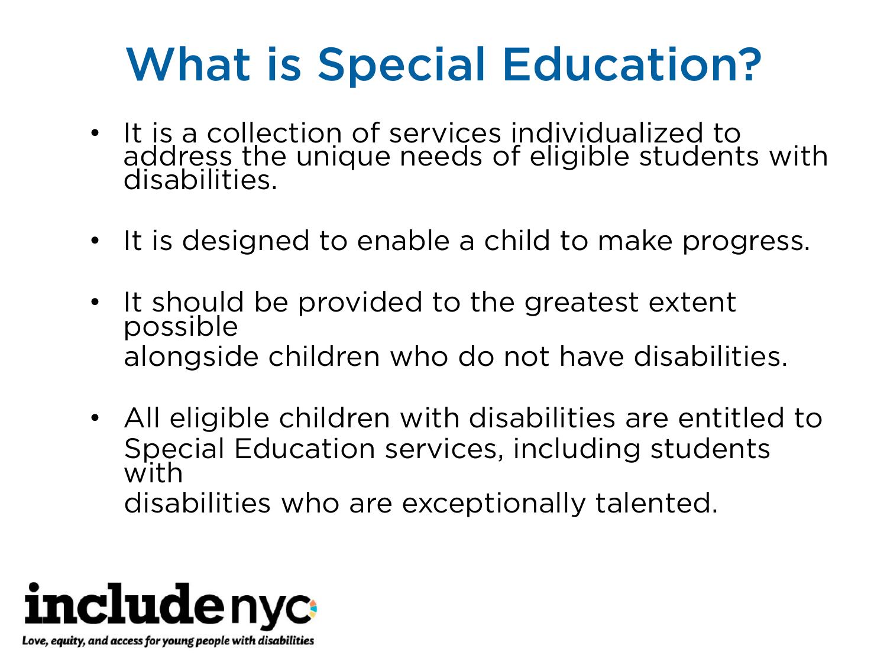# What is Special Education?

- It is a collection of services individualized to address the unique needs of eligible students with disabilities.
- It is designed to enable a child to make progress.
- It should be provided to the greatest extent possible alongside children who do not have disabilities.
- All eligible children with disabilities are entitled to Special Education services, including students with disabilities who are exceptionally talented.

includenyc

*Love, equity, and access for young people with disabilities*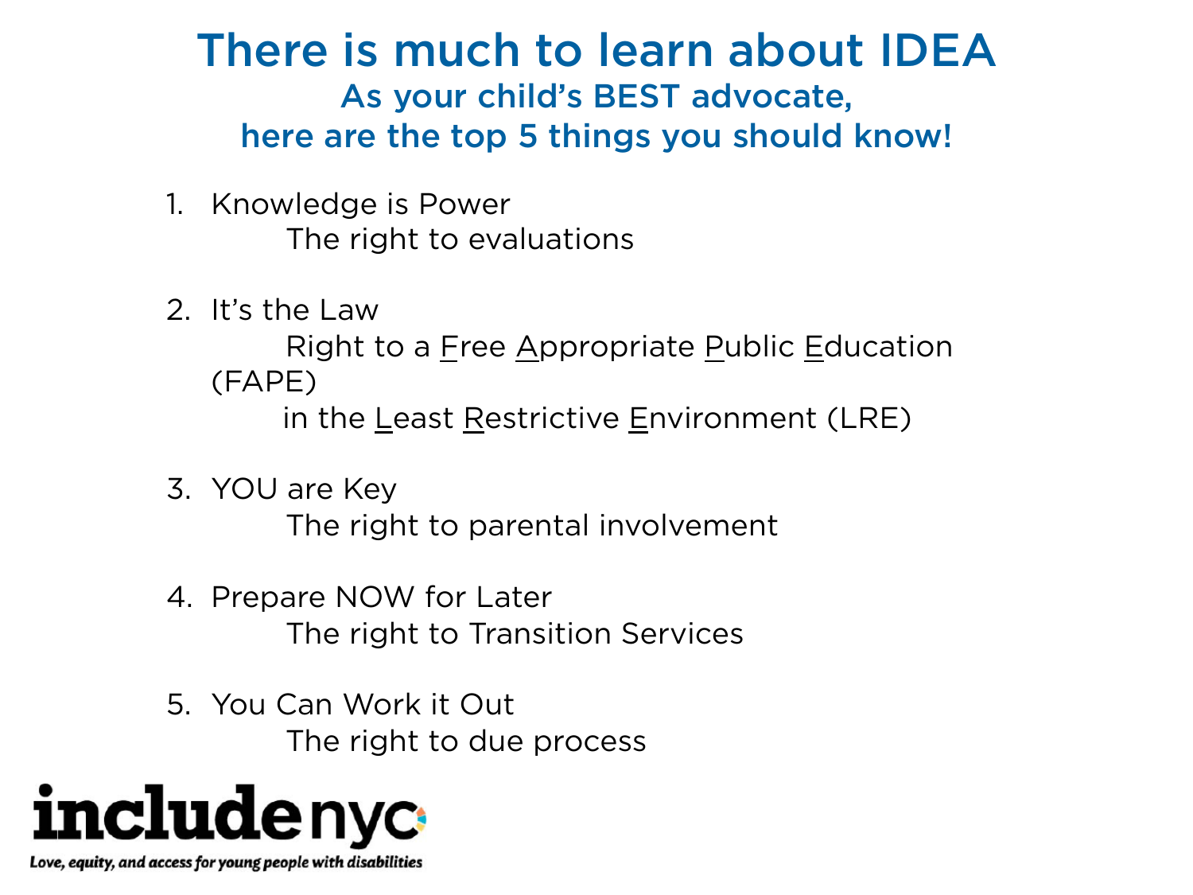# There is much to learn about IDEA

## As your child's BEST advocate, here are the top 5 things you should know!

1. Knowledge is Power
   The right to evaluations

2. It's the Law
   Right to a Free Appropriate Public Education (FAPE)
   in the Least Restrictive Environment (LRE)

3. YOU are Key
   The right to parental involvement

4. Prepare NOW for Later
   The right to Transition Services

5. You Can Work it Out
   The right to due process

**includenyc**

*Love, equity, and access for young people with disabilities*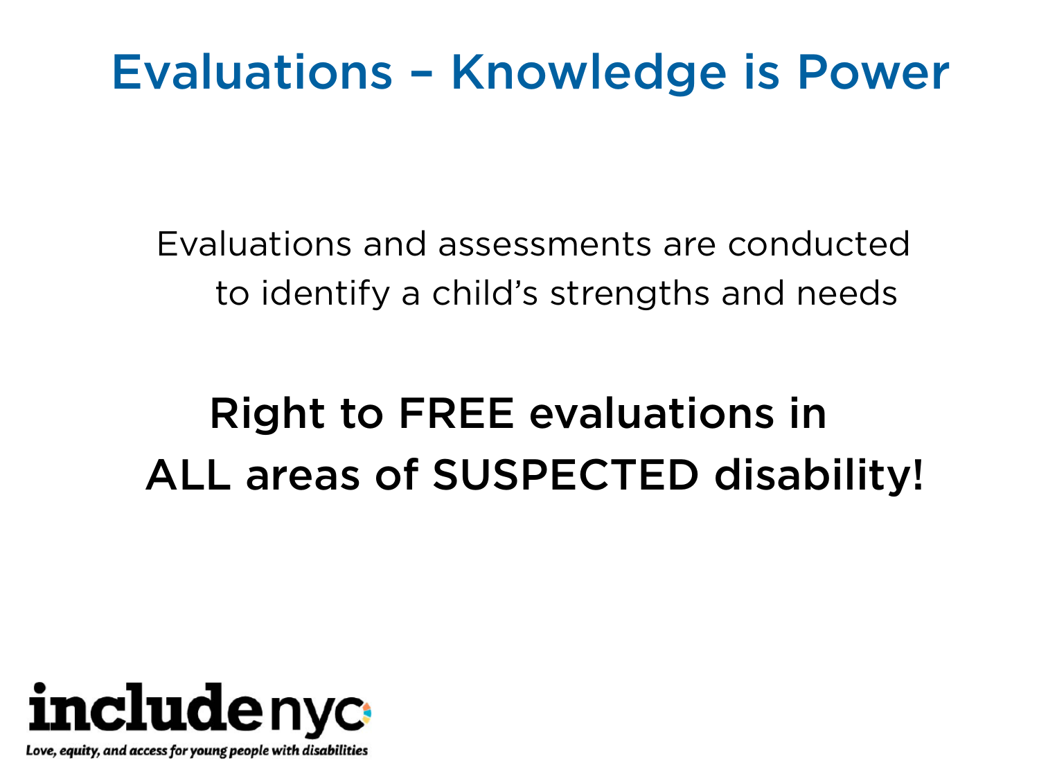# Evaluations – Knowledge is Power

Evaluations and assessments are conducted to identify a child's strengths and needs

## Right to FREE evaluations in ALL areas of SUSPECTED disability!

includenyc

*Love, equity, and access for young people with disabilities*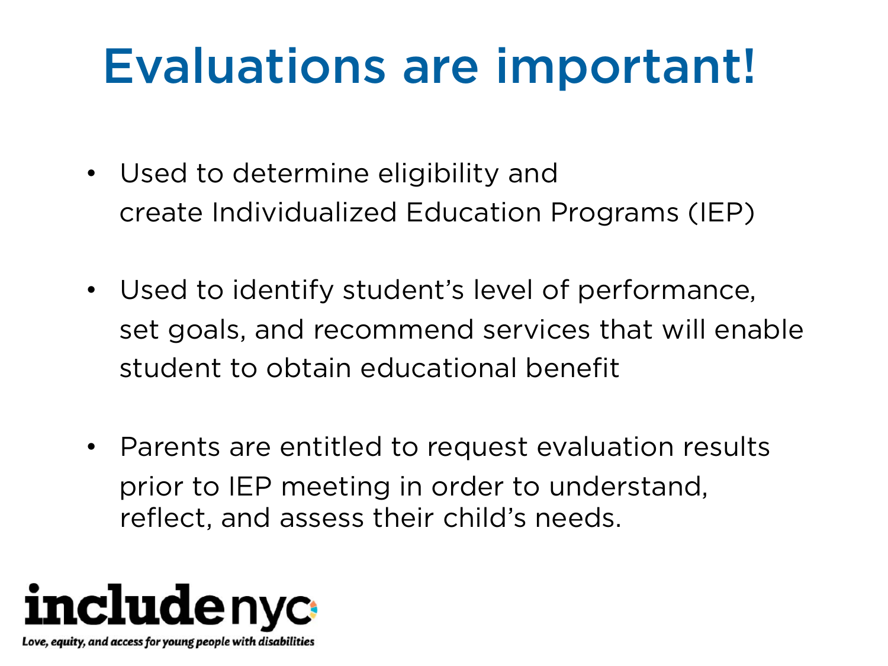# Evaluations are important!

- Used to determine eligibility and create Individualized Education Programs (IEP)
- Used to identify student's level of performance, set goals, and recommend services that will enable student to obtain educational benefit
- Parents are entitled to request evaluation results prior to IEP meeting in order to understand, reflect, and assess their child's needs.

includenyc

*Love, equity, and access for young people with disabilities*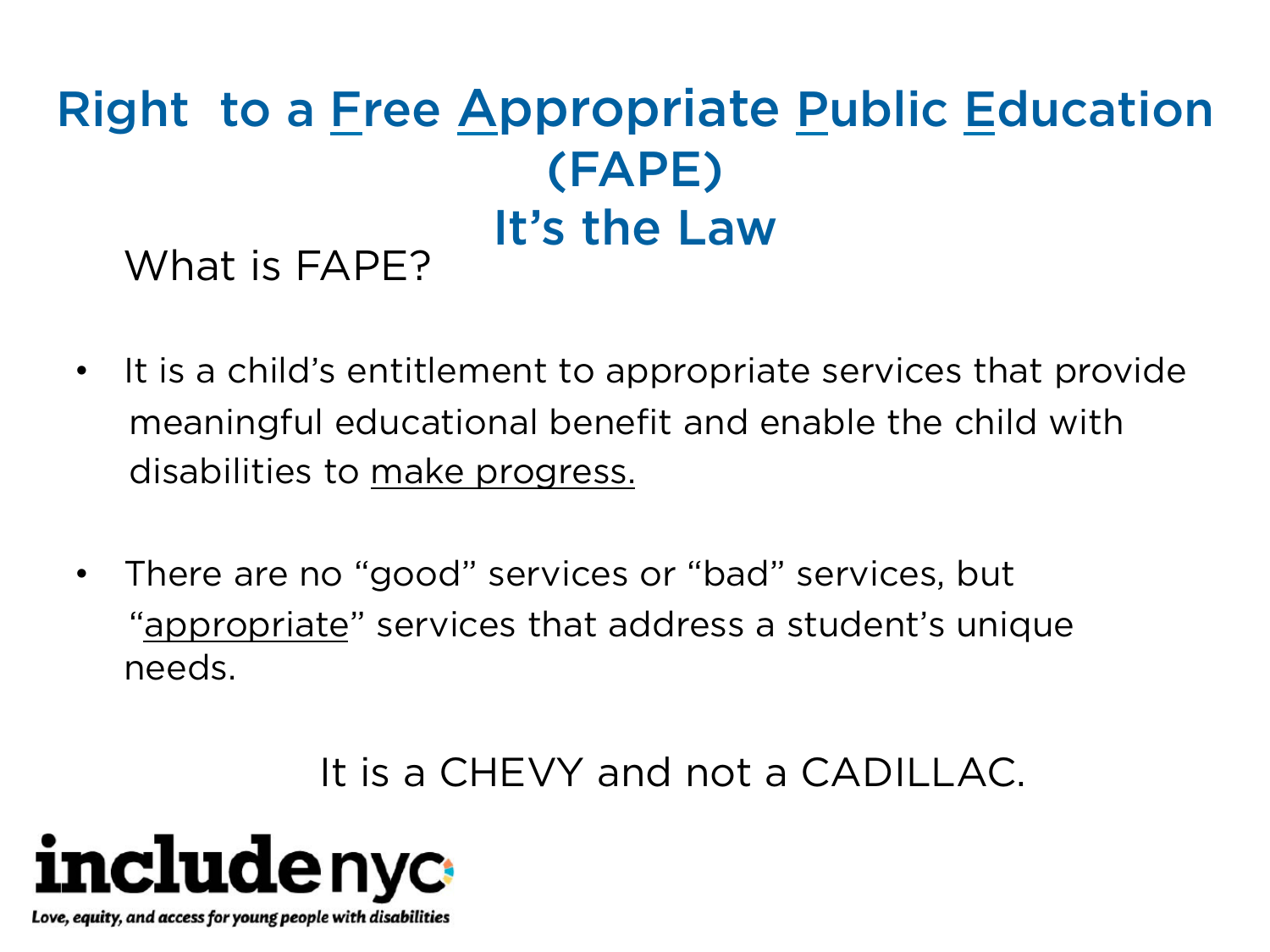# Right to a Free Appropriate Public Education (FAPE) It's the Law

What is FAPE?

- It is a child's entitlement to appropriate services that provide meaningful educational benefit and enable the child with disabilities to make progress.
- There are no "good" services or "bad" services, but "appropriate" services that address a student's unique needs.

It is a CHEVY and not a CADILLAC.

includenyc

*Love, equity, and access for young people with disabilities*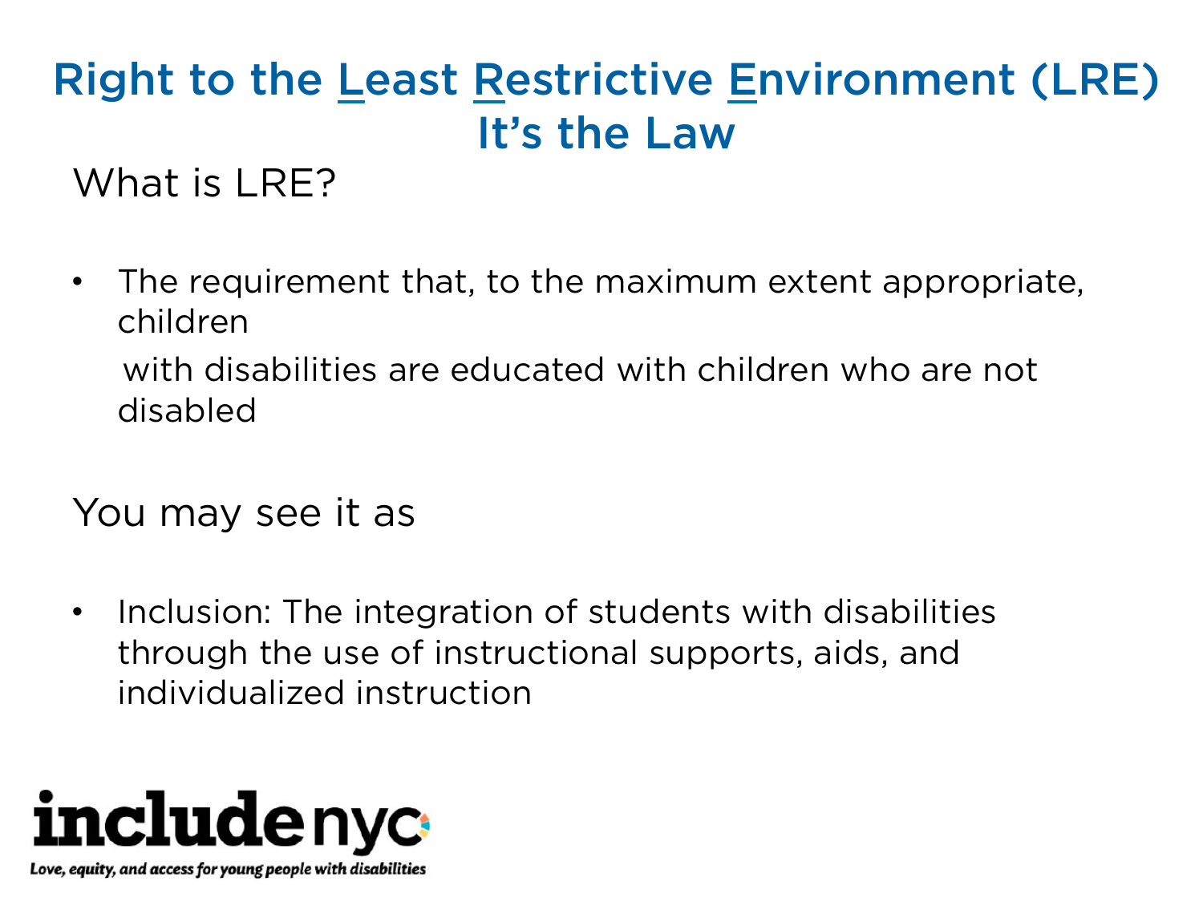# Right to the Least Restrictive Environment (LRE) It's the Law

What is LRE?

- The requirement that, to the maximum extent appropriate, children with disabilities are educated with children who are not disabled

You may see it as

- Inclusion: The integration of students with disabilities through the use of instructional supports, aids, and individualized instruction

includenyc

Love, equity, and access for young people with disabilities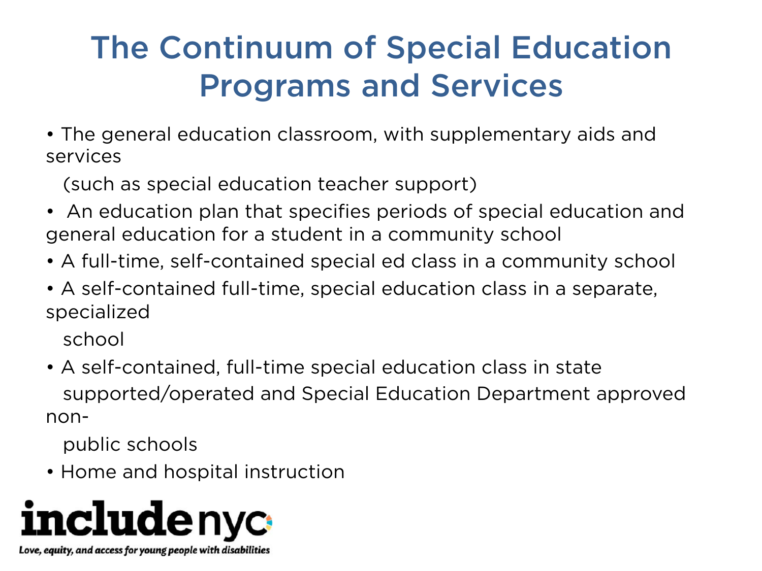# The Continuum of Special Education Programs and Services

- The general education classroom, with supplementary aids and services (such as special education teacher support)
- An education plan that specifies periods of special education and general education for a student in a community school
- A full-time, self-contained special ed class in a community school
- A self-contained full-time, special education class in a separate, specialized school
- A self-contained, full-time special education class in state supported/operated and Special Education Department approved non-public schools
- Home and hospital instruction

includenyc

*Love, equity, and access for young people with disabilities*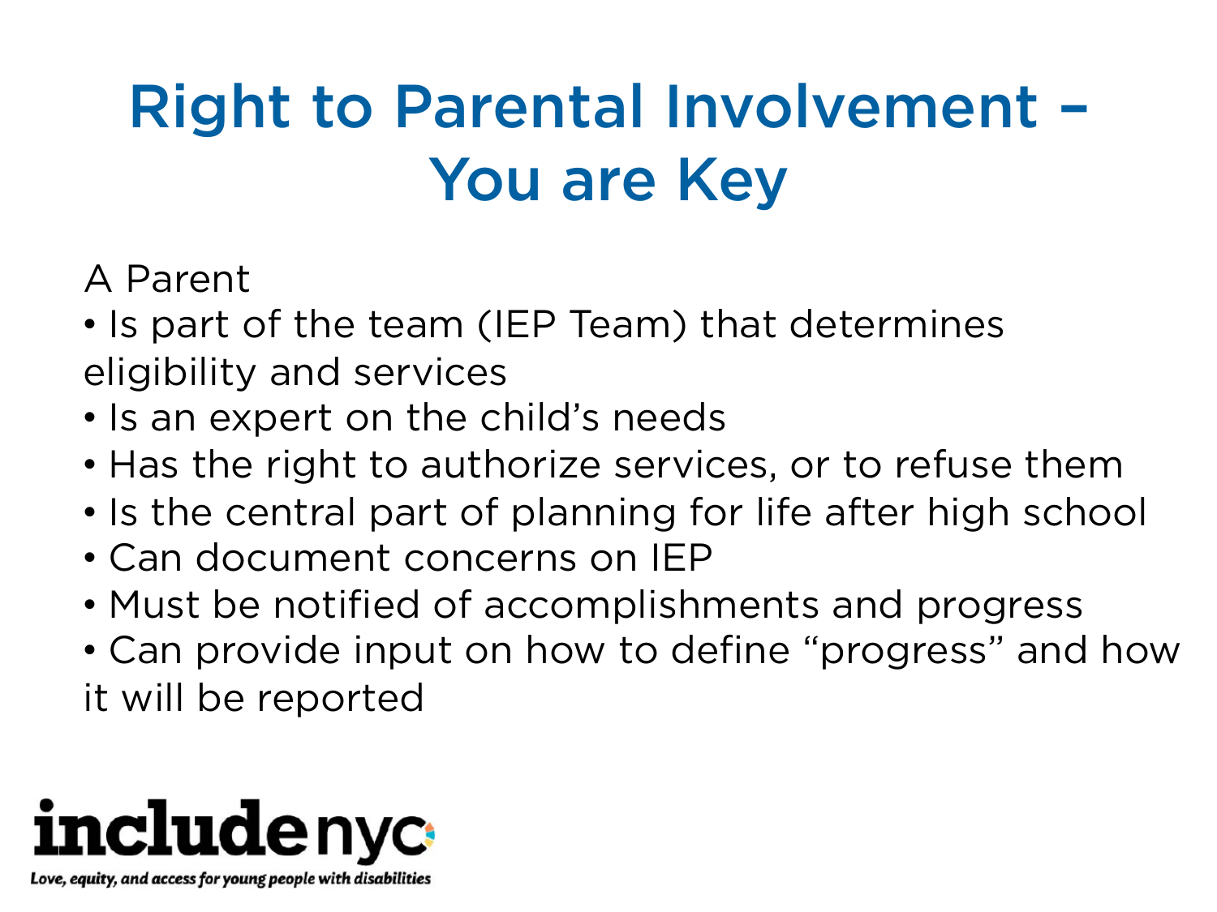# Right to Parental Involvement – You are Key

A Parent

- Is part of the team (IEP Team) that determines eligibility and services
- Is an expert on the child's needs
- Has the right to authorize services, or to refuse them
- Is the central part of planning for life after high school
- Can document concerns on IEP
- Must be notified of accomplishments and progress
- Can provide input on how to define "progress" and how it will be reported

includenyc

*Love, equity, and access for young people with disabilities*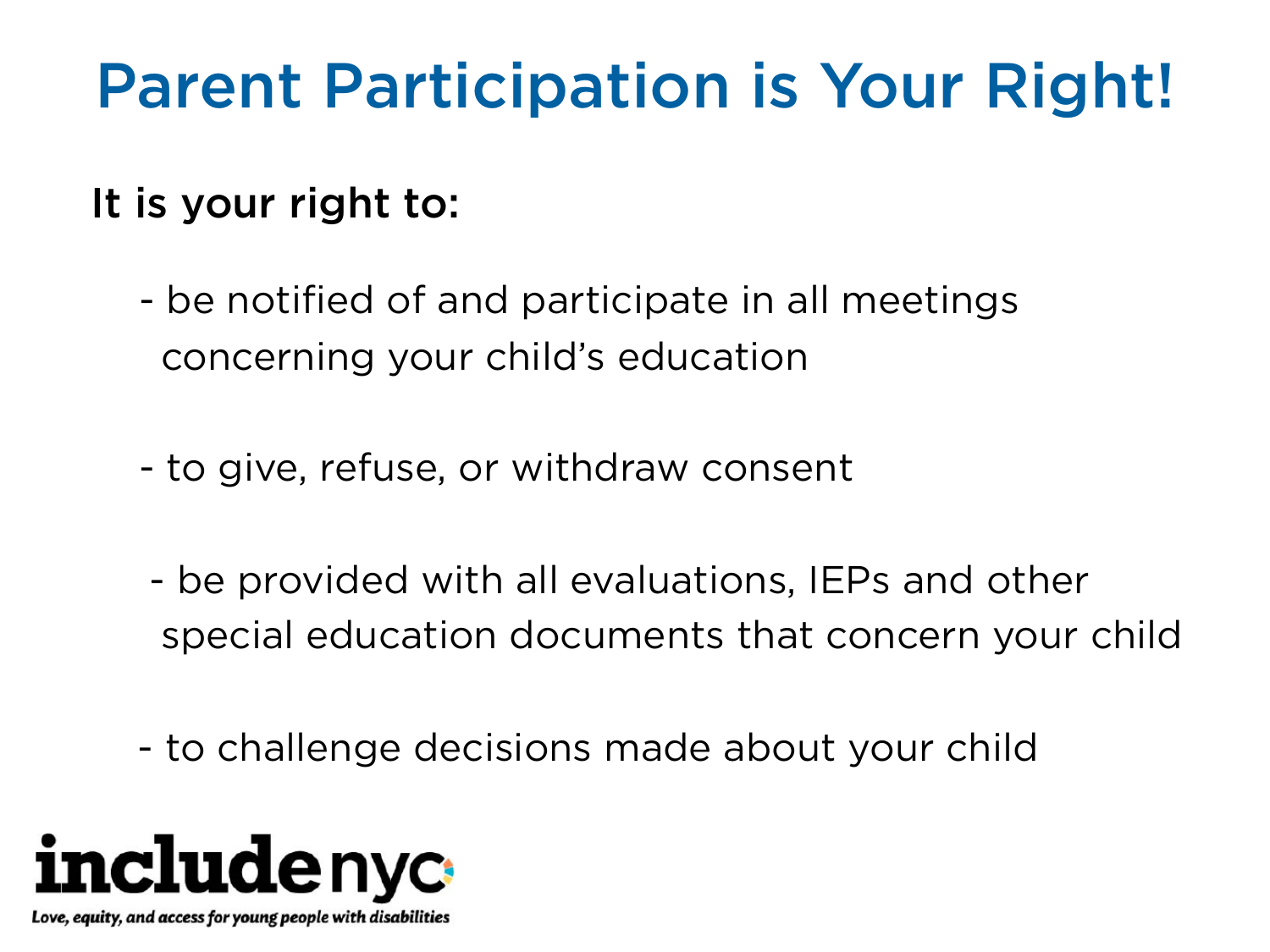# Parent Participation is Your Right!

It is your right to:

- be notified of and participate in all meetings concerning your child's education
- to give, refuse, or withdraw consent
- be provided with all evaluations, IEPs and other special education documents that concern your child
- to challenge decisions made about your child

includenyc

*Love, equity, and access for young people with disabilities*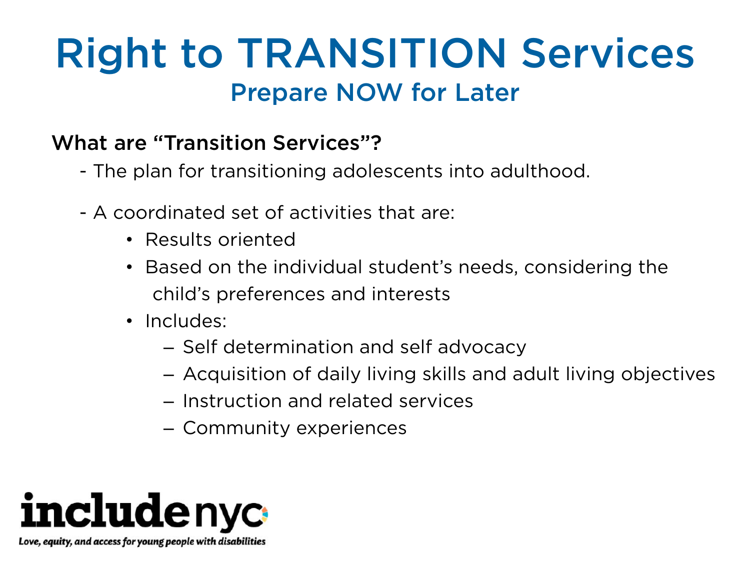# Right to TRANSITION Services

## Prepare NOW for Later

**What are "Transition Services"?**

- The plan for transitioning adolescents into adulthood.
- A coordinated set of activities that are:
  - Results oriented
  - Based on the individual student's needs, considering the child's preferences and interests
  - Includes:
    - Self determination and self advocacy
    - Acquisition of daily living skills and adult living objectives
    - Instruction and related services
    - Community experiences

includenyc

*Love, equity, and access for young people with disabilities*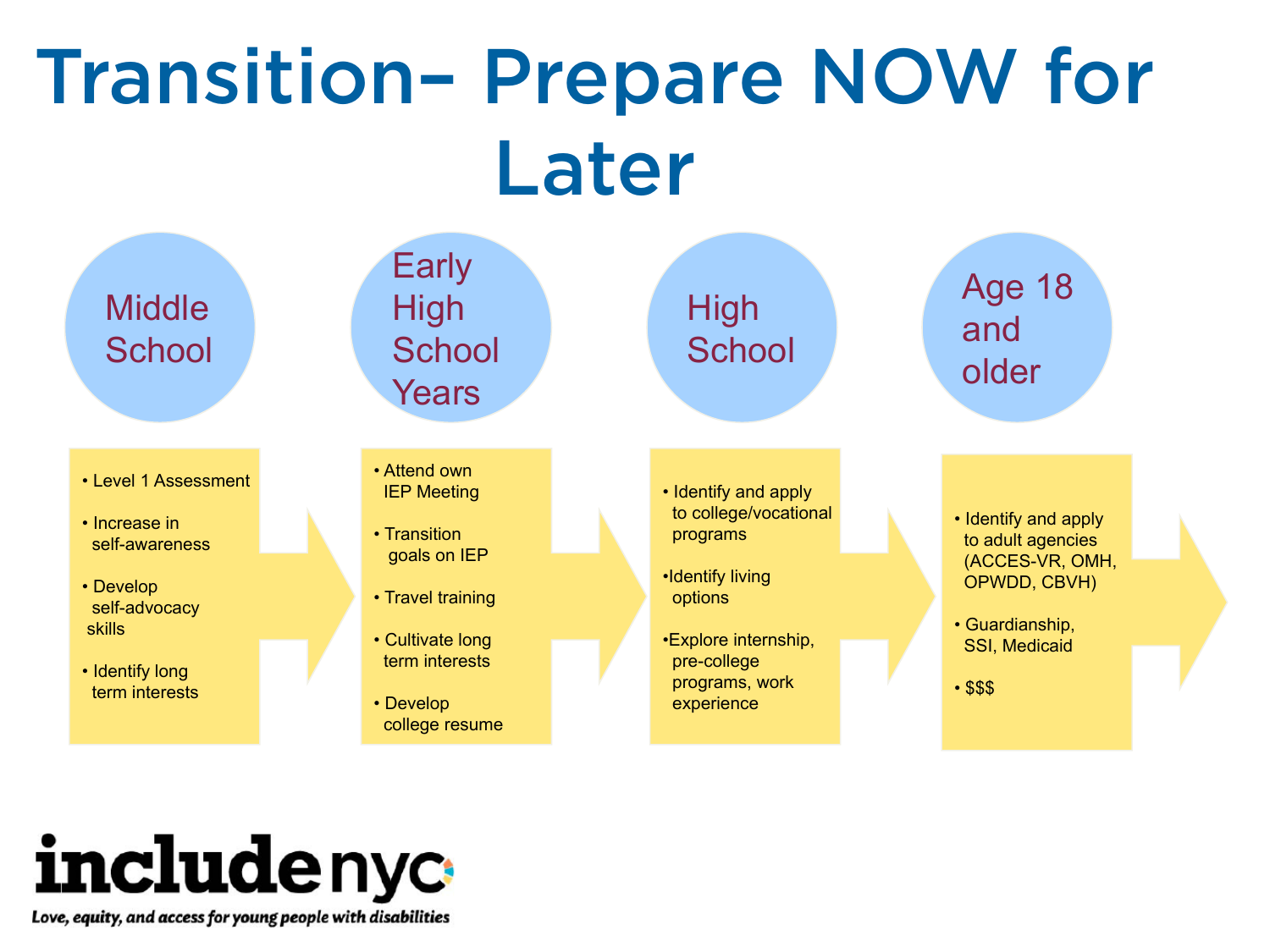# Transition– Prepare NOW for Later

## Middle School

- Level 1 Assessment
- Increase in self-awareness
- Develop self-advocacy skills
- Identify long term interests

## Early High School Years

- Attend own IEP Meeting
- Transition goals on IEP
- Travel training
- Cultivate long term interests
- Develop college resume

## High School

- Identify and apply to college/vocational programs
- Identify living options
- Explore internship, pre-college programs, work experience

## Age 18 and older

- Identify and apply to adult agencies (ACCES-VR, OMH, OPWDD, CBVH)
- Guardianship, SSI, Medicaid
- $$$

includenyc

*Love, equity, and access for young people with disabilities*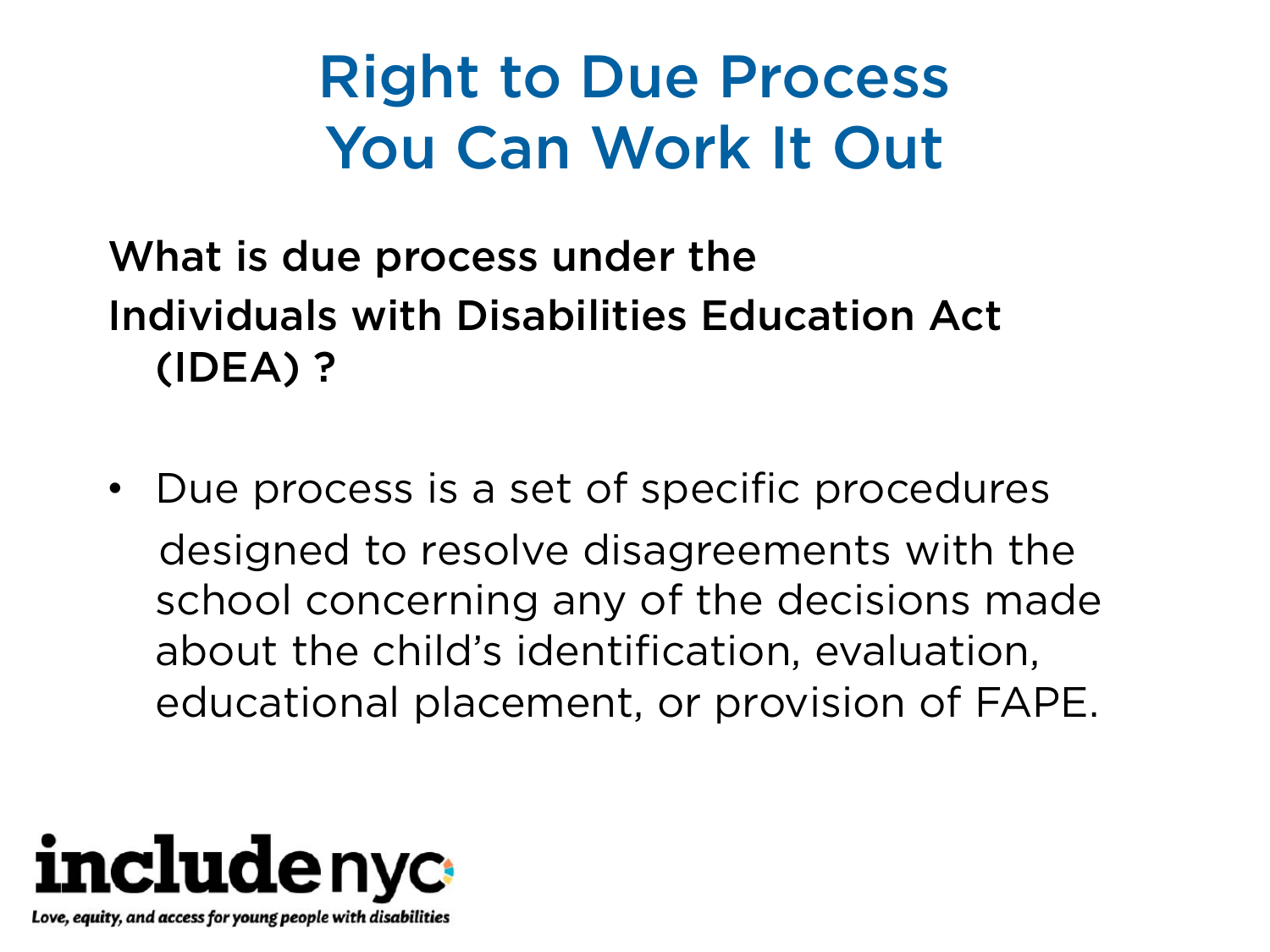# Right to Due Process
# You Can Work It Out

**What is due process under the Individuals with Disabilities Education Act (IDEA) ?**

- Due process is a set of specific procedures designed to resolve disagreements with the school concerning any of the decisions made about the child's identification, evaluation, educational placement, or provision of FAPE.

includenyc

*Love, equity, and access for young people with disabilities*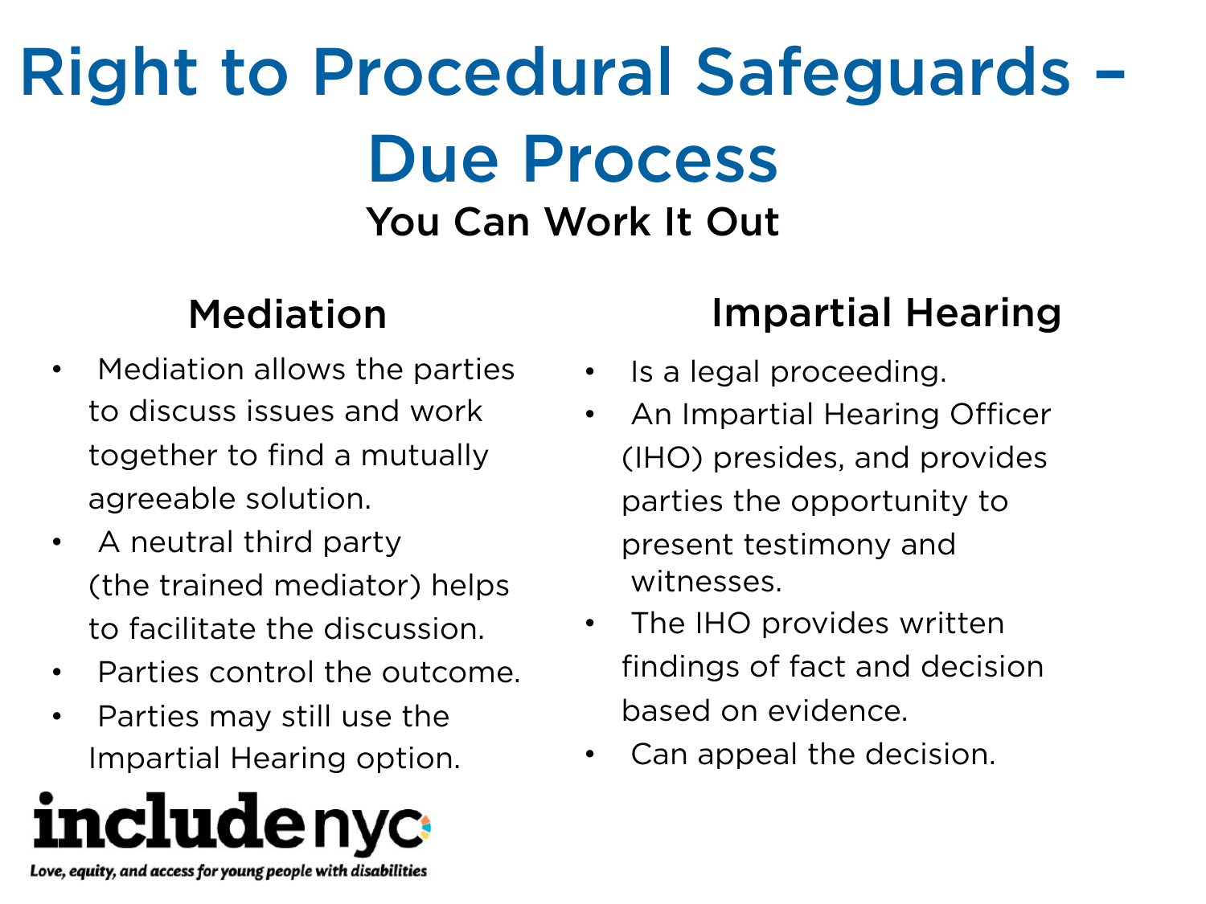# Right to Procedural Safeguards – Due Process

### You Can Work It Out

## Mediation

- Mediation allows the parties to discuss issues and work together to find a mutually agreeable solution.
- A neutral third party (the trained mediator) helps to facilitate the discussion.
- Parties control the outcome.
- Parties may still use the Impartial Hearing option.

## Impartial Hearing

- Is a legal proceeding.
- An Impartial Hearing Officer (IHO) presides, and provides parties the opportunity to present testimony and witnesses.
- The IHO provides written findings of fact and decision based on evidence.
- Can appeal the decision.

includenyc

Love, equity, and access for young people with disabilities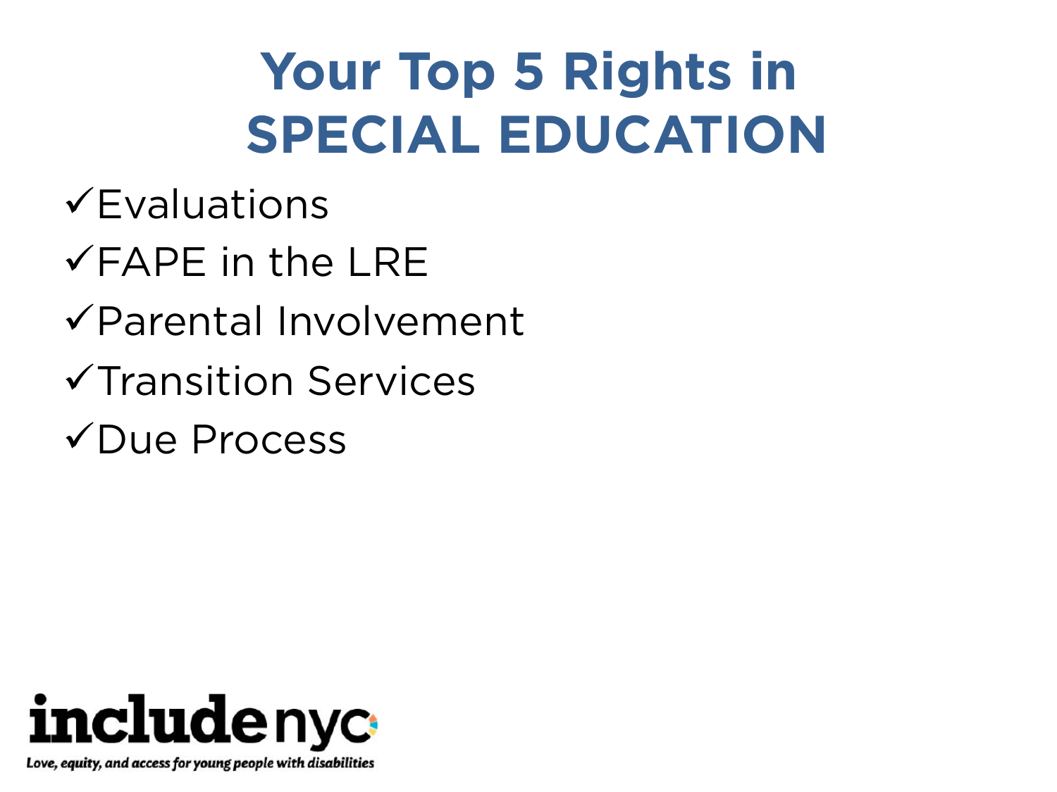# Your Top 5 Rights in SPECIAL EDUCATION

- ✓Evaluations
- ✓FAPE in the LRE
- ✓Parental Involvement
- ✓Transition Services
- ✓Due Process

includenyc

*Love, equity, and access for young people with disabilities*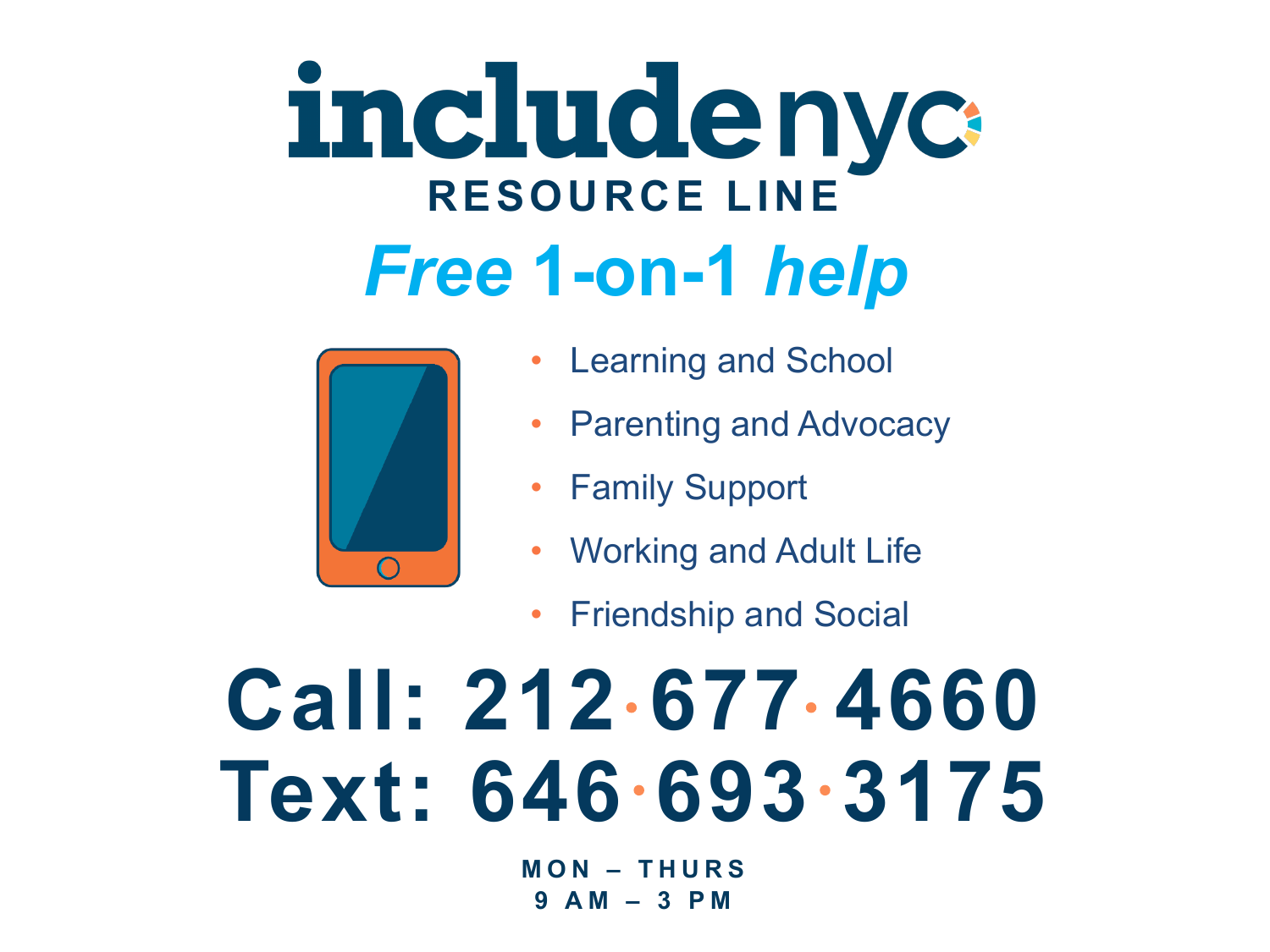# includenyc

## RESOURCE LINE

## *Free* 1-on-1 *help*

- Learning and School
- Parenting and Advocacy
- Family Support
- Working and Adult Life
- Friendship and Social

**Call: 212·677·4660**

**Text: 646·693·3175**

**MON – THURS**
**9 AM – 3 PM**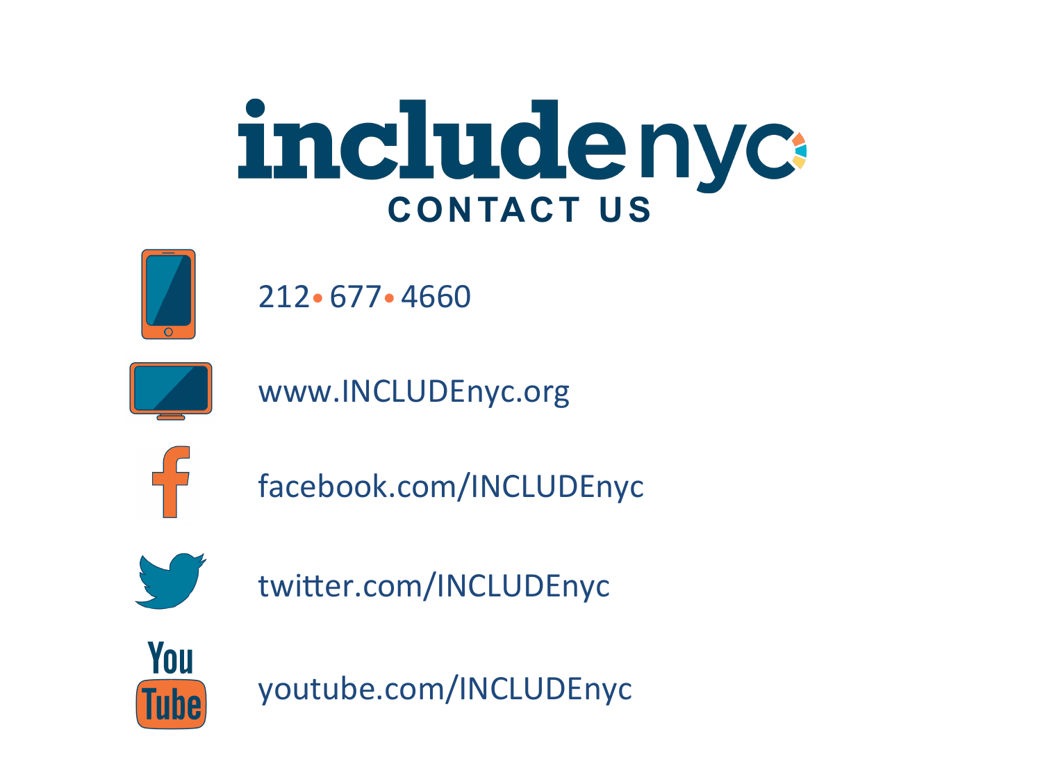# includenyc

## CONTACT US

212•677•4660

www.INCLUDEnyc.org

facebook.com/INCLUDEnyc

twitter.com/INCLUDEnyc

youtube.com/INCLUDEnyc